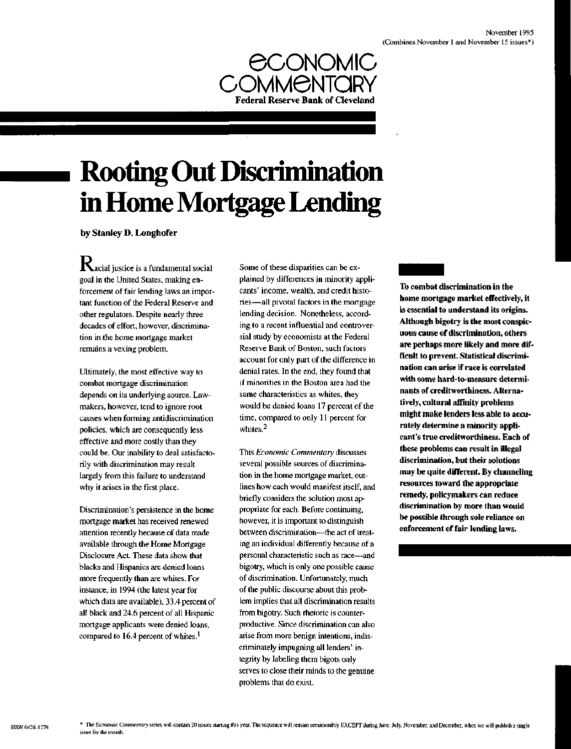November 1995
(Combines November 1 and November 15 issues*)

ECONOMIC COMMENTARY
Federal Reserve Bank of Cleveland

# Rooting Out Discrimination in Home Mortgage Lending

**by Stanley D. Longhofer**

Racial justice is a fundamental social goal in the United States, making enforcement of fair lending laws an important function of the Federal Reserve and other regulators. Despite nearly three decades of effort, however, discrimination in the home mortgage market remains a vexing problem.

Ultimately, the most effective way to combat mortgage discrimination depends on its underlying source. Lawmakers, however, tend to ignore root causes when forming antidiscrimination policies, which are consequently less effective and more costly than they could be. Our inability to deal satisfactorily with discrimination may result largely from this failure to understand why it arises in the first place.

Discrimination's persistence in the home mortgage market has received renewed attention recently because of data made available through the Home Mortgage Disclosure Act. These data show that blacks and Hispanics are denied loans more frequently than are whites. For instance, in 1994 (the latest year for which data are available), 33.4 percent of all black and 24.6 percent of all Hispanic mortgage applicants were denied loans, compared to 16.4 percent of whites.[1]

Some of these disparities can be explained by differences in minority applicants' income, wealth, and credit histories—all pivotal factors in the mortgage lending decision. Nonetheless, according to a recent influential and controversial study by economists at the Federal Reserve Bank of Boston, such factors account for only part of the difference in denial rates. In the end, they found that if minorities in the Boston area had the same characteristics as whites, they would be denied loans 17 percent of the time, compared to only 11 percent for whites.[2]

This *Economic Commentary* discusses several possible sources of discrimination in the home mortgage market, outlines how each would manifest itself, and briefly considers the solution most appropriate for each. Before continuing, however, it is important to distinguish between discrimination—the act of treating an individual differently because of a personal characteristic such as race—and bigotry, which is only one possible cause of discrimination. Unfortunately, much of the public discourse about this problem implies that all discrimination results from bigotry. Such rhetoric is counterproductive. Since discrimination can also arise from more benign intentions, indiscriminately impugning all lenders' integrity by labeling them bigots only serves to close their minds to the genuine problems that do exist.

**To combat discrimination in the home mortgage market effectively, it is essential to understand its origins. Although bigotry is the most conspicuous cause of discrimination, others are perhaps more likely and more difficult to prevent. Statistical discrimination can arise if race is correlated with some hard-to-measure determinants of creditworthiness. Alternatively, cultural affinity problems might make lenders less able to accurately determine a minority applicant's true creditworthiness. Each of these problems can result in illegal discrimination, but their solutions may be quite different. By channeling resources toward the appropriate remedy, policymakers can reduce discrimination by more than would be possible through sole reliance on enforcement of fair lending laws.**

ISSN 0428-1276

\* The *Economic Commentary* series will contain 20 issues starting this year. The sequence will remain semimonthly EXCEPT during June, July, November, and December, when we will publish a single issue for the month.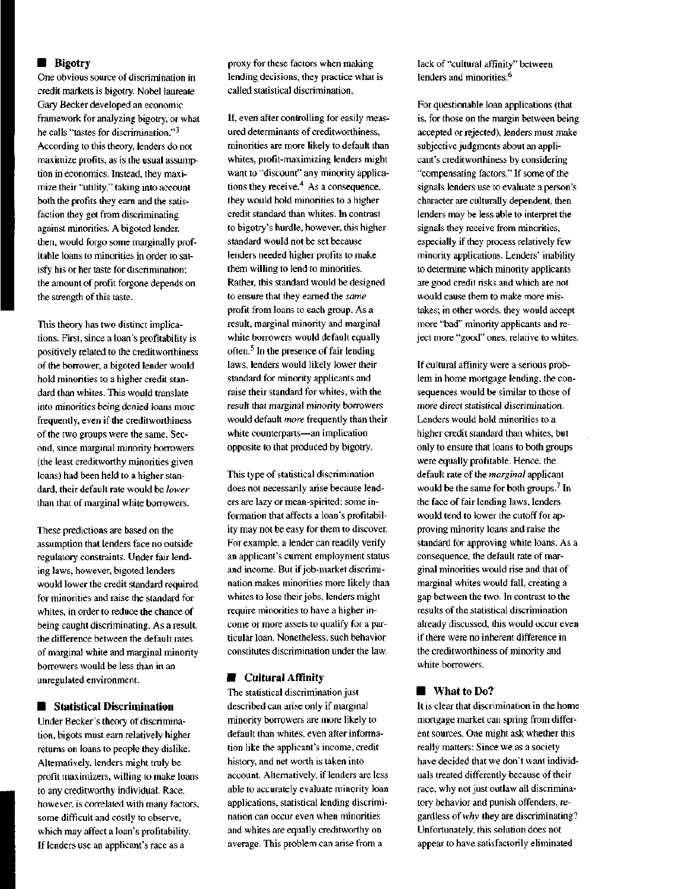## Bigotry

One obvious source of discrimination in credit markets is bigotry. Nobel laureate Gary Becker developed an economic framework for analyzing bigotry, or what he calls "tastes for discrimination."[3] According to this theory, lenders do not maximize profits, as is the usual assumption in economics. Instead, they maximize their "utility," taking into account both the profits they earn and the satisfaction they get from discriminating against minorities. A bigoted lender, then, would forgo some marginally profitable loans to minorities in order to satisfy his or her taste for discrimination; the amount of profit forgone depends on the strength of this taste.

This theory has two distinct implications. First, since a loan's profitability is positively related to the creditworthiness of the borrower, a bigoted lender would hold minorities to a higher credit standard than whites. This would translate into minorities being denied loans more frequently, even if the creditworthiness of the two groups were the same. Second, since marginal minority borrowers (the least creditworthy minorities given loans) had been held to a higher standard, their default rate would be *lower* than that of marginal white borrowers.

These predictions are based on the assumption that lenders face no outside regulatory constraints. Under fair lending laws, however, bigoted lenders would lower the credit standard required for minorities and raise the standard for whites, in order to reduce the chance of being caught discriminating. As a result, the difference between the default rates of marginal white and marginal minority borrowers would be less than in an unregulated environment.

## Statistical Discrimination

Under Becker's theory of discrimination, bigots must earn relatively higher returns on loans to people they dislike. Alternatively, lenders might truly be profit maximizers, willing to make loans to any creditworthy individual. Race, however, is correlated with many factors, some difficult and costly to observe, which may affect a loan's profitability. If lenders use an applicant's race as a proxy for these factors when making lending decisions, they practice what is called statistical discrimination.

If, even after controlling for easily measured determinants of creditworthiness, minorities are more likely to default than whites, profit-maximizing lenders might want to "discount" any minority applications they receive.[4] As a consequence, they would hold minorities to a higher credit standard than whites. In contrast to bigotry's hurdle, however, this higher standard would not be set because lenders needed higher profits to make them willing to lend to minorities. Rather, this standard would be designed to ensure that they earned the *same* profit from loans to each group. As a result, marginal minority and marginal white borrowers would default equally often.[5] In the presence of fair lending laws, lenders would likely lower their standard for minority applicants and raise their standard for whites, with the result that *marginal minority* borrowers would default *more* frequently than their white counterparts—an implication opposite to that produced by bigotry.

This type of statistical discrimination does not necessarily arise because lenders are lazy or mean-spirited; some information that affects a loan's profitability may not be easy for them to discover. For example, a lender can readily verify an applicant's current employment status and income. But if job-market discrimination makes minorities more likely than whites to lose their jobs, lenders might require minorities to have a higher income or more assets to qualify for a particular loan. Nonetheless, such behavior constitutes discrimination under the law.

## Cultural Affinity

The statistical discrimination just described can arise only if marginal minority borrowers are more likely to default than whites, even after information like the applicant's income, credit history, and net worth is taken into account. Alternatively, if lenders are less able to accurately evaluate minority loan applications, statistical lending discrimination can occur even when minorities and whites are equally creditworthy on average. This problem can arise from a lack of "cultural affinity" between lenders and minorities.[6]

For questionable loan applications (that is, for those on the margin between being accepted or rejected), lenders must make subjective judgments about an applicant's creditworthiness by considering "compensating factors." If some of the signals lenders use to evaluate a person's character are culturally dependent, then lenders may be less able to interpret the signals they receive from minorities, especially if they process relatively few minority applications. Lenders' inability to determine which minority applicants are good credit risks and which are not would cause them to make more mistakes; in other words, they would accept more "bad" minority applicants and reject more "good" ones, relative to whites.

If cultural affinity were a serious problem in home mortgage lending, the consequences would be similar to those of more direct statistical discrimination. Lenders would hold minorities to a higher credit standard than whites, but only to ensure that loans to both groups were equally profitable. Hence, the default rate of the *marginal* applicant would be the same for both groups.[7] In the face of fair lending laws, lenders would tend to lower the cutoff for approving minority loans and raise the standard for approving white loans. As a consequence, the default rate of marginal minorities would rise and that of marginal whites would fall, creating a gap between the two. In contrast to the results of the statistical discrimination already discussed, this would occur even if there were no inherent difference in the creditworthiness of minority and white borrowers.

## What to Do?

It is clear that discrimination in the home mortgage market can spring from different sources. One might ask whether this really matters: Since we as a society have decided that we don't want individuals treated differently because of their race, why not just outlaw all discriminatory behavior and punish offenders, regardless of *why* they are discriminating? Unfortunately, this solution does not appear to have satisfactorily eliminated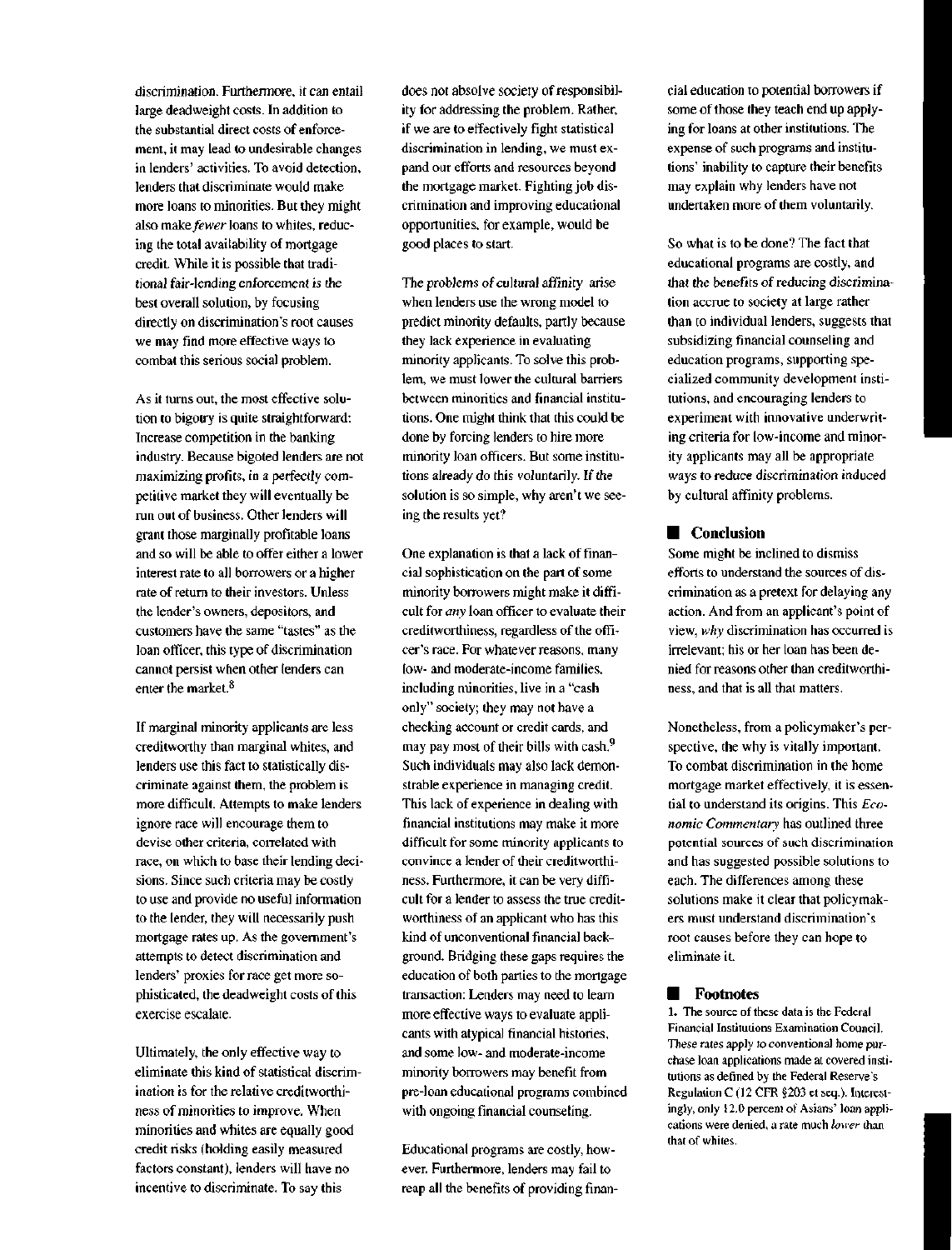discrimination. Furthermore, it can entail large deadweight costs. In addition to the substantial direct costs of enforcement, it may lead to undesirable changes in lenders' activities. To avoid detection, lenders that discriminate would make more loans to minorities. But they might also make *fewer* loans to whites, reducing the total availability of mortgage credit. While it is possible that traditional fair-lending enforcement is the best overall solution, by focusing directly on discrimination's root causes we may find more effective ways to combat this serious social problem.

As it turns out, the most effective solution to bigotry is quite straightforward: Increase competition in the banking industry. Because bigoted lenders are not maximizing profits, in a perfectly competitive market they will eventually be run out of business. Other lenders will grant those marginally profitable loans and so will be able to offer either a lower interest rate to all borrowers or a higher rate of return to their investors. Unless the lender's owners, depositors, and customers have the same "tastes" as the loan officer, this type of discrimination cannot persist when other lenders can enter the market.[8]

If marginal minority applicants are less creditworthy than marginal whites, and lenders use this fact to statistically discriminate against them, the problem is more difficult. Attempts to make lenders ignore race will encourage them to devise other criteria, correlated with race, on which to base their lending decisions. Since such criteria may be costly to use and provide no useful information to the lender, they will necessarily push mortgage rates up. As the government's attempts to detect discrimination and lenders' proxies for race get more sophisticated, the deadweight costs of this exercise escalate.

Ultimately, the only effective way to eliminate this kind of statistical discrimination is for the relative creditworthiness of minorities to improve. When minorities and whites are equally good credit risks (holding easily measured factors constant), lenders will have no incentive to discriminate. To say this does not absolve society of responsibility for addressing the problem. Rather, if we are to effectively fight statistical discrimination in lending, we must expand our efforts and resources beyond the mortgage market. Fighting job discrimination and improving educational opportunities, for example, would be good places to start.

The problems of cultural affinity arise when lenders use the wrong model to predict minority defaults, partly because they lack experience in evaluating minority applicants. To solve this problem, we must lower the cultural barriers between minorities and financial institutions. One might think that this could be done by forcing lenders to hire more minority loan officers. But some institutions already do this voluntarily. If the solution is so simple, why aren't we seeing the results yet?

One explanation is that a lack of financial sophistication on the part of some minority borrowers might make it difficult for *any* loan officer to evaluate their creditworthiness, regardless of the officer's race. For whatever reasons, many low- and moderate-income families, including minorities, live in a "cash only" society; they may not have a checking account or credit cards, and may pay most of their bills with cash.[9] Such individuals may also lack demonstrable experience in managing credit. This lack of experience in dealing with financial institutions may make it more difficult for some minority applicants to convince a lender of their creditworthiness. Furthermore, it can be very difficult for a lender to assess the true creditworthiness of an applicant who has this kind of unconventional financial background. Bridging these gaps requires the education of both parties to the mortgage transaction: Lenders may need to learn more effective ways to evaluate applicants with atypical financial histories, and some low- and moderate-income minority borrowers may benefit from pre-loan educational programs combined with ongoing financial counseling.

Educational programs are costly, however. Furthermore, lenders may fail to reap all the benefits of providing financial education to potential borrowers if some of those they teach end up applying for loans at other institutions. The expense of such programs and institutions' inability to capture their benefits may explain why lenders have not undertaken more of them voluntarily.

So what is to be done? The fact that educational programs are costly, and that the benefits of reducing discrimination accrue to society at large rather than to individual lenders, suggests that subsidizing financial counseling and education programs, supporting specialized community development institutions, and encouraging lenders to experiment with innovative underwriting criteria for low-income and minority applicants may all be appropriate ways to reduce discrimination induced by cultural affinity problems.

## Conclusion

Some might be inclined to dismiss efforts to understand the sources of discrimination as a pretext for delaying any action. And from an applicant's point of view, *why* discrimination has occurred is irrelevant; his or her loan has been denied for reasons other than creditworthiness, and that is all that matters.

Nonetheless, from a policymaker's perspective, the why is vitally important. To combat discrimination in the home mortgage market effectively, it is essential to understand its origins. This *Economic Commentary* has outlined three potential sources of such discrimination and has suggested possible solutions to each. The differences among these solutions make it clear that policymakers must understand discrimination's root causes before they can hope to eliminate it.

## Footnotes

1. The source of these data is the Federal Financial Institutions Examination Council. These rates apply to conventional home purchase loan applications made at covered institutions as defined by the Federal Reserve's Regulation C (12 CFR §203 et seq.). Interestingly, only 12.0 percent of Asians' loan applications were denied, a rate much *lower* than that of whites.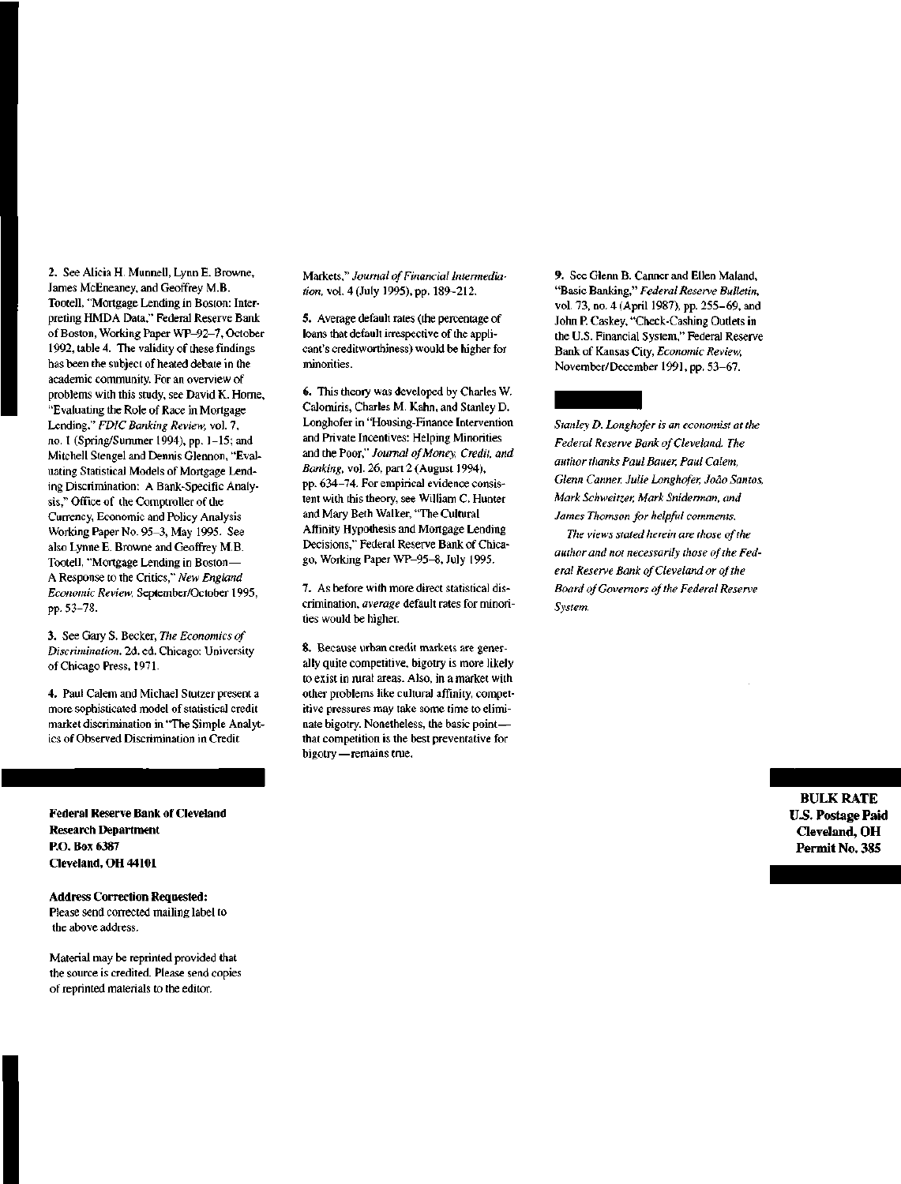2. See Alicia H. Munnell, Lynn E. Browne, James McEneaney, and Geoffrey M.B. Tootell, "Mortgage Lending in Boston: Interpreting HMDA Data," Federal Reserve Bank of Boston, Working Paper WP–92–7, October 1992, table 4. The validity of these findings has been the subject of heated debate in the academic community. For an overview of problems with this study, see David K. Horne, "Evaluating the Role of Race in Mortgage Lending," *FDIC Banking Review,* vol. 7, no. 1 (Spring/Summer 1994), pp. 1–15; and Mitchell Stengel and Dennis Glennon, "Evaluating Statistical Models of Mortgage Lending Discrimination: A Bank-Specific Analysis," Office of the Comptroller of the Currency, Economic and Policy Analysis Working Paper No. 95–3, May 1995. See also Lynne E. Browne and Geoffrey M.B. Tootell, "Mortgage Lending in Boston—A Response to the Critics," *New England Economic Review,* September/October 1995, pp. 53–78.

3. See Gary S. Becker, *The Economics of Discrimination,* 2d. ed. Chicago: University of Chicago Press, 1971.

4. Paul Calem and Michael Stutzer present a more sophisticated model of statistical credit market discrimination in "The Simple Analytics of Observed Discrimination in Credit Markets," *Journal of Financial Intermediation,* vol. 4 (July 1995), pp. 189–212.

5. Average default rates (the percentage of loans that default irrespective of the applicant's creditworthiness) would be higher for minorities.

6. This theory was developed by Charles W. Calomiris, Charles M. Kahn, and Stanley D. Longhofer in "Housing-Finance Intervention and Private Incentives: Helping Minorities and the Poor," *Journal of Money, Credit, and Banking,* vol. 26, part 2 (August 1994), pp. 634–74. For empirical evidence consistent with this theory, see William C. Hunter and Mary Beth Walker, "The Cultural Affinity Hypothesis and Mortgage Lending Decisions," Federal Reserve Bank of Chicago, Working Paper WP–95–8, July 1995.

7. As before with more direct statistical discrimination, *average* default rates for minorities would be higher.

8. Because urban credit markets are generally quite competitive, bigotry is more likely to exist in rural areas. Also, in a market with other problems like cultural affinity, competitive pressures may take some time to eliminate bigotry. Nonetheless, the basic point—that competition is the best preventative for bigotry—remains true.

9. See Glenn B. Canner and Ellen Maland, "Basic Banking," *Federal Reserve Bulletin,* vol. 73, no. 4 (April 1987), pp. 255–69, and John P. Caskey, "Check-Cashing Outlets in the U.S. Financial System," Federal Reserve Bank of Kansas City, *Economic Review,* November/December 1991, pp. 53–67.

*Stanley D. Longhofer is an economist at the Federal Reserve Bank of Cleveland. The author thanks Paul Bauer, Paul Calem, Glenn Canner, Julie Longhofer, João Santos, Mark Schweitzer, Mark Sniderman, and James Thomson for helpful comments.*

*The views stated herein are those of the author and not necessarily those of the Federal Reserve Bank of Cleveland or of the Board of Governors of the Federal Reserve System.*

**Federal Reserve Bank of Cleveland**
**Research Department**
**P.O. Box 6387**
**Cleveland, OH 44101**

**Address Correction Requested:**
Please send corrected mailing label to the above address.

Material may be reprinted provided that the source is credited. Please send copies of reprinted materials to the editor.

**BULK RATE**
**U.S. Postage Paid**
**Cleveland, OH**
**Permit No. 385**